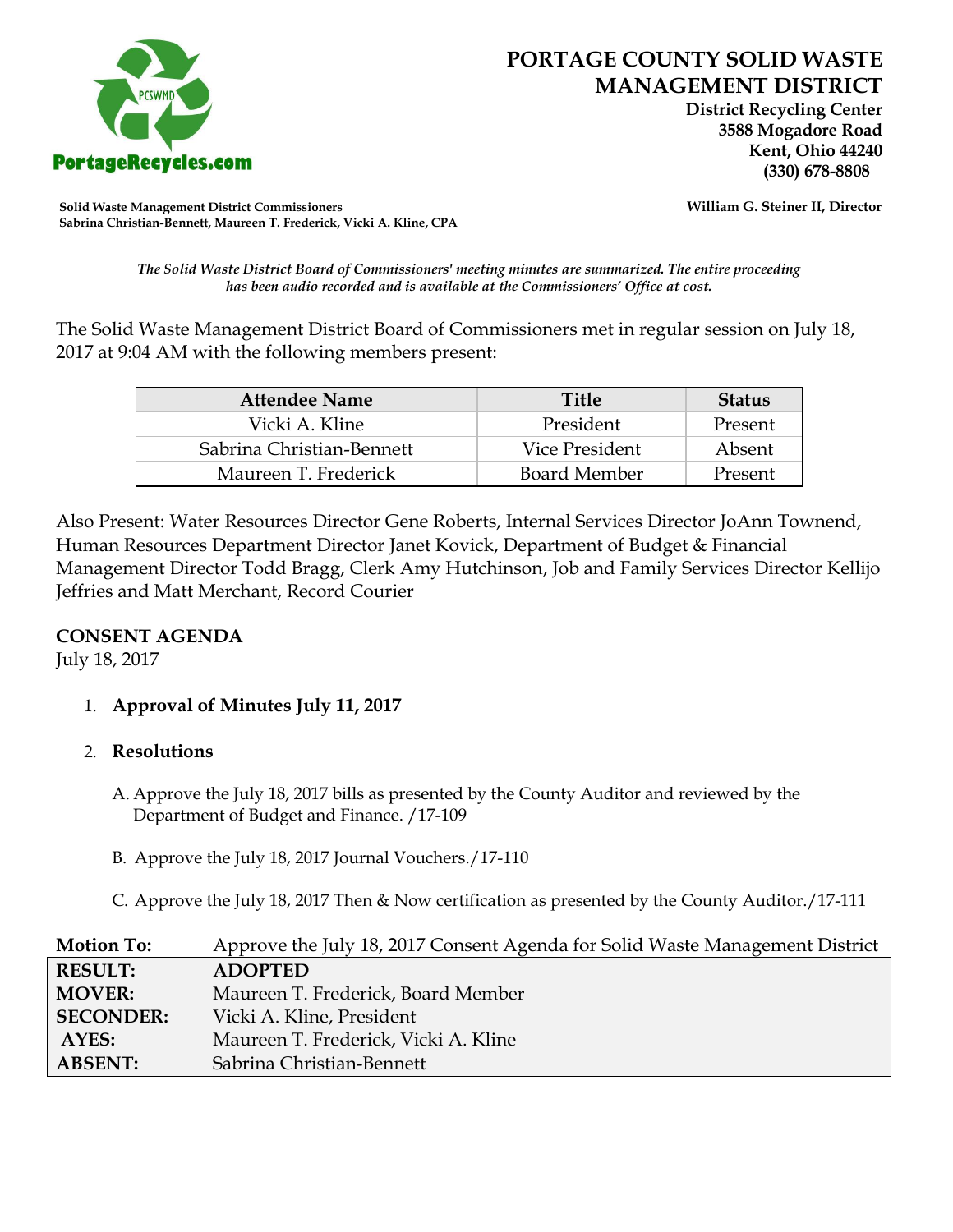PortageRecycles.com

# PORTAGE COUNTY SOLID WASTE MANAGEMENT DISTRICT

**District Recycling Center**
**3588 Mogadore Road**
**Kent, Ohio 44240**
**(330) 678-8808**

**Solid Waste Management District Commissioners**
**Sabrina Christian-Bennett, Maureen T. Frederick, Vicki A. Kline, CPA**

**William G. Steiner II, Director**

*The Solid Waste District Board of Commissioners' meeting minutes are summarized. The entire proceeding has been audio recorded and is available at the Commissioners' Office at cost.*

The Solid Waste Management District Board of Commissioners met in regular session on July 18, 2017 at 9:04 AM with the following members present:

| Attendee Name | Title | Status |
|---|---|---|
| Vicki A. Kline | President | Present |
| Sabrina Christian-Bennett | Vice President | Absent |
| Maureen T. Frederick | Board Member | Present |

Also Present: Water Resources Director Gene Roberts, Internal Services Director JoAnn Townend, Human Resources Department Director Janet Kovick, Department of Budget & Financial Management Director Todd Bragg, Clerk Amy Hutchinson, Job and Family Services Director Kellijo Jeffries and Matt Merchant, Record Courier

## CONSENT AGENDA

July 18, 2017

1. **Approval of Minutes July 11, 2017**

2. **Resolutions**

   A. Approve the July 18, 2017 bills as presented by the County Auditor and reviewed by the Department of Budget and Finance. /17-109

   B. Approve the July 18, 2017 Journal Vouchers./17-110

   C. Approve the July 18, 2017 Then & Now certification as presented by the County Auditor./17-111

| **Motion To:** | Approve the July 18, 2017 Consent Agenda for Solid Waste Management District |
|---|---|
| **RESULT:** | **ADOPTED** |
| **MOVER:** | Maureen T. Frederick, Board Member |
| **SECONDER:** | Vicki A. Kline, President |
| **AYES:** | Maureen T. Frederick, Vicki A. Kline |
| **ABSENT:** | Sabrina Christian-Bennett |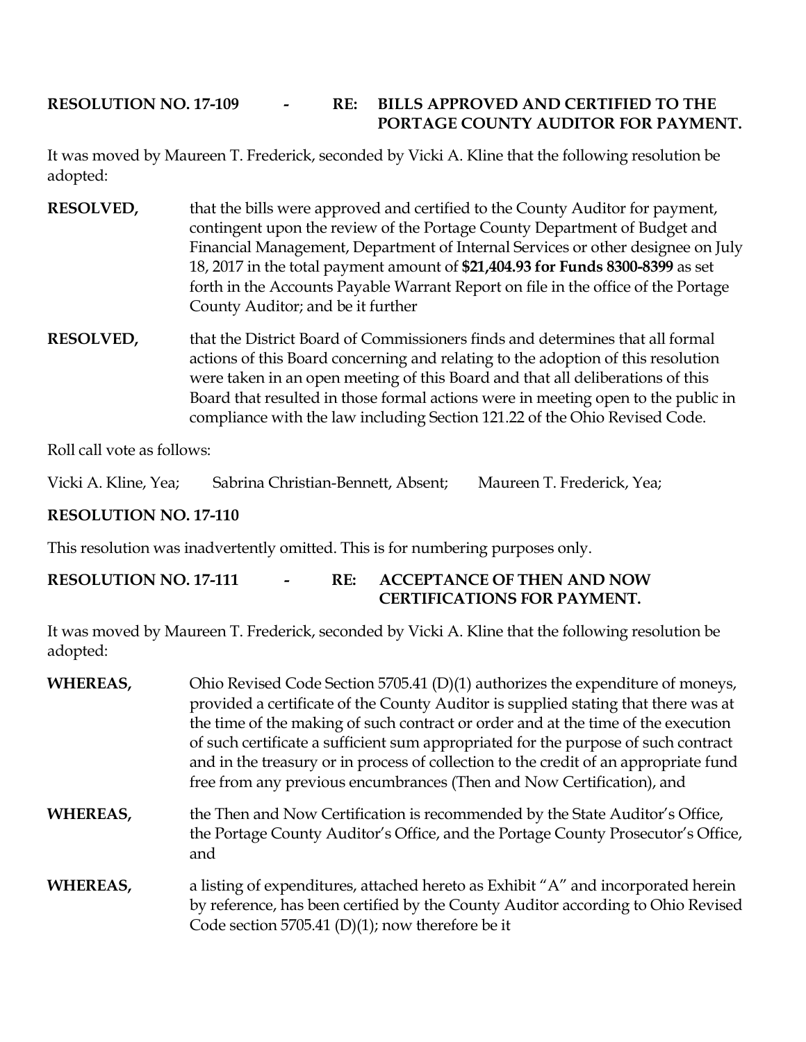**RESOLUTION NO. 17-109 - RE: BILLS APPROVED AND CERTIFIED TO THE PORTAGE COUNTY AUDITOR FOR PAYMENT.**

It was moved by Maureen T. Frederick, seconded by Vicki A. Kline that the following resolution be adopted:

**RESOLVED,** that the bills were approved and certified to the County Auditor for payment, contingent upon the review of the Portage County Department of Budget and Financial Management, Department of Internal Services or other designee on July 18, 2017 in the total payment amount of **$21,404.93 for Funds 8300-8399** as set forth in the Accounts Payable Warrant Report on file in the office of the Portage County Auditor; and be it further

**RESOLVED,** that the District Board of Commissioners finds and determines that all formal actions of this Board concerning and relating to the adoption of this resolution were taken in an open meeting of this Board and that all deliberations of this Board that resulted in those formal actions were in meeting open to the public in compliance with the law including Section 121.22 of the Ohio Revised Code.

Roll call vote as follows:

Vicki A. Kline, Yea; Sabrina Christian-Bennett, Absent; Maureen T. Frederick, Yea;

**RESOLUTION NO. 17-110**

This resolution was inadvertently omitted. This is for numbering purposes only.

**RESOLUTION NO. 17-111 - RE: ACCEPTANCE OF THEN AND NOW CERTIFICATIONS FOR PAYMENT.**

It was moved by Maureen T. Frederick, seconded by Vicki A. Kline that the following resolution be adopted:

**WHEREAS,** Ohio Revised Code Section 5705.41 (D)(1) authorizes the expenditure of moneys, provided a certificate of the County Auditor is supplied stating that there was at the time of the making of such contract or order and at the time of the execution of such certificate a sufficient sum appropriated for the purpose of such contract and in the treasury or in process of collection to the credit of an appropriate fund free from any previous encumbrances (Then and Now Certification), and

**WHEREAS,** the Then and Now Certification is recommended by the State Auditor's Office, the Portage County Auditor's Office, and the Portage County Prosecutor's Office, and

**WHEREAS,** a listing of expenditures, attached hereto as Exhibit "A" and incorporated herein by reference, has been certified by the County Auditor according to Ohio Revised Code section 5705.41 (D)(1); now therefore be it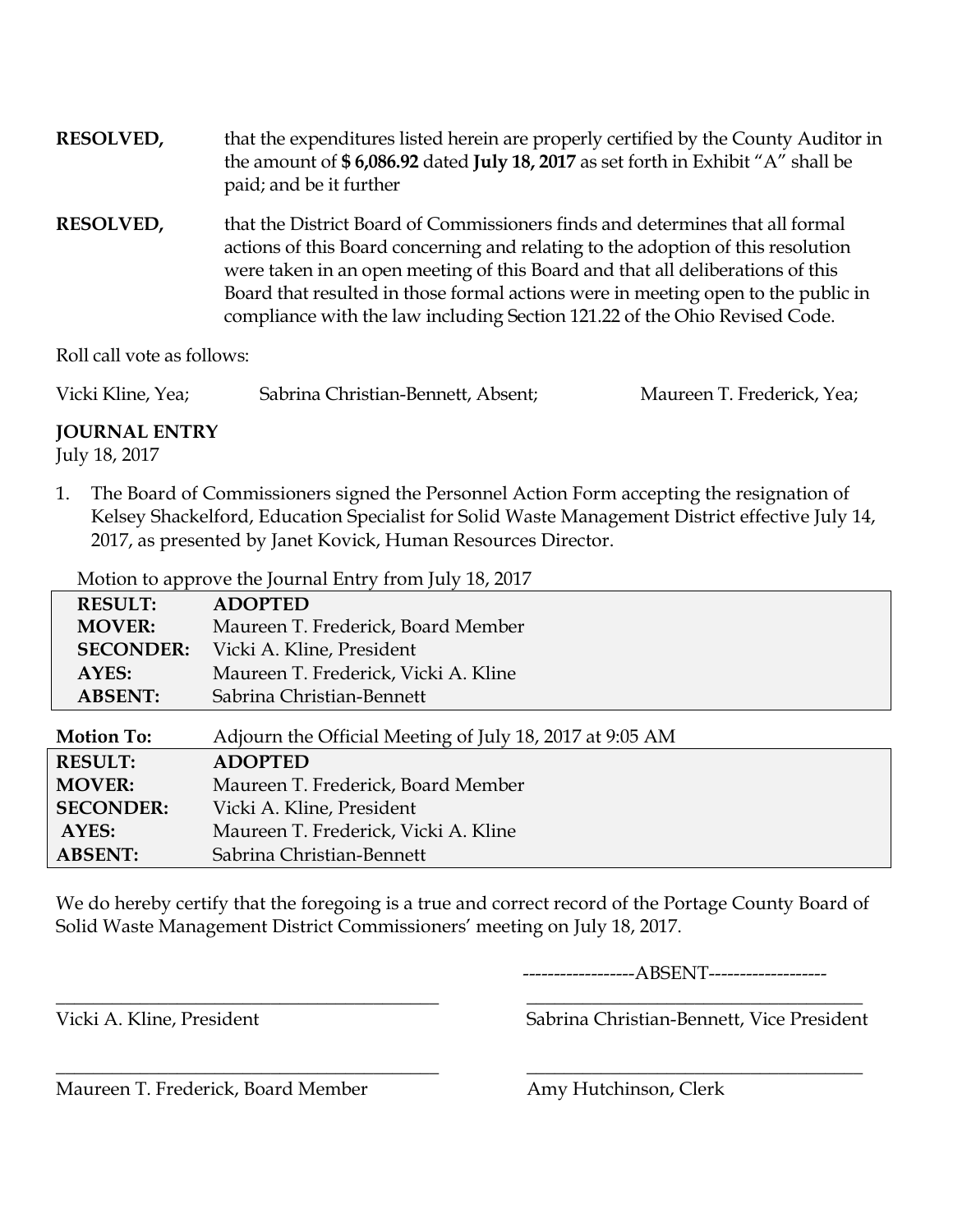**RESOLVED,** that the expenditures listed herein are properly certified by the County Auditor in the amount of **$ 6,086.92** dated **July 18, 2017** as set forth in Exhibit "A" shall be paid; and be it further

**RESOLVED,** that the District Board of Commissioners finds and determines that all formal actions of this Board concerning and relating to the adoption of this resolution were taken in an open meeting of this Board and that all deliberations of this Board that resulted in those formal actions were in meeting open to the public in compliance with the law including Section 121.22 of the Ohio Revised Code.

Roll call vote as follows:

Vicki Kline, Yea; Sabrina Christian-Bennett, Absent; Maureen T. Frederick, Yea;

**JOURNAL ENTRY**
July 18, 2017

1. The Board of Commissioners signed the Personnel Action Form accepting the resignation of Kelsey Shackelford, Education Specialist for Solid Waste Management District effective July 14, 2017, as presented by Janet Kovick, Human Resources Director.

Motion to approve the Journal Entry from July 18, 2017

| | |
|---|---|
| **RESULT:** | **ADOPTED** |
| **MOVER:** | Maureen T. Frederick, Board Member |
| **SECONDER:** | Vicki A. Kline, President |
| **AYES:** | Maureen T. Frederick, Vicki A. Kline |
| **ABSENT:** | Sabrina Christian-Bennett |

**Motion To:** Adjourn the Official Meeting of July 18, 2017 at 9:05 AM

| | |
|---|---|
| **RESULT:** | **ADOPTED** |
| **MOVER:** | Maureen T. Frederick, Board Member |
| **SECONDER:** | Vicki A. Kline, President |
| **AYES:** | Maureen T. Frederick, Vicki A. Kline |
| **ABSENT:** | Sabrina Christian-Bennett |

We do hereby certify that the foregoing is a true and correct record of the Portage County Board of Solid Waste Management District Commissioners' meeting on July 18, 2017.

------------------ABSENT-------------------

_________________________________ Vicki A. Kline, President

_________________________________ Sabrina Christian-Bennett, Vice President

_________________________________ Maureen T. Frederick, Board Member

_________________________________ Amy Hutchinson, Clerk